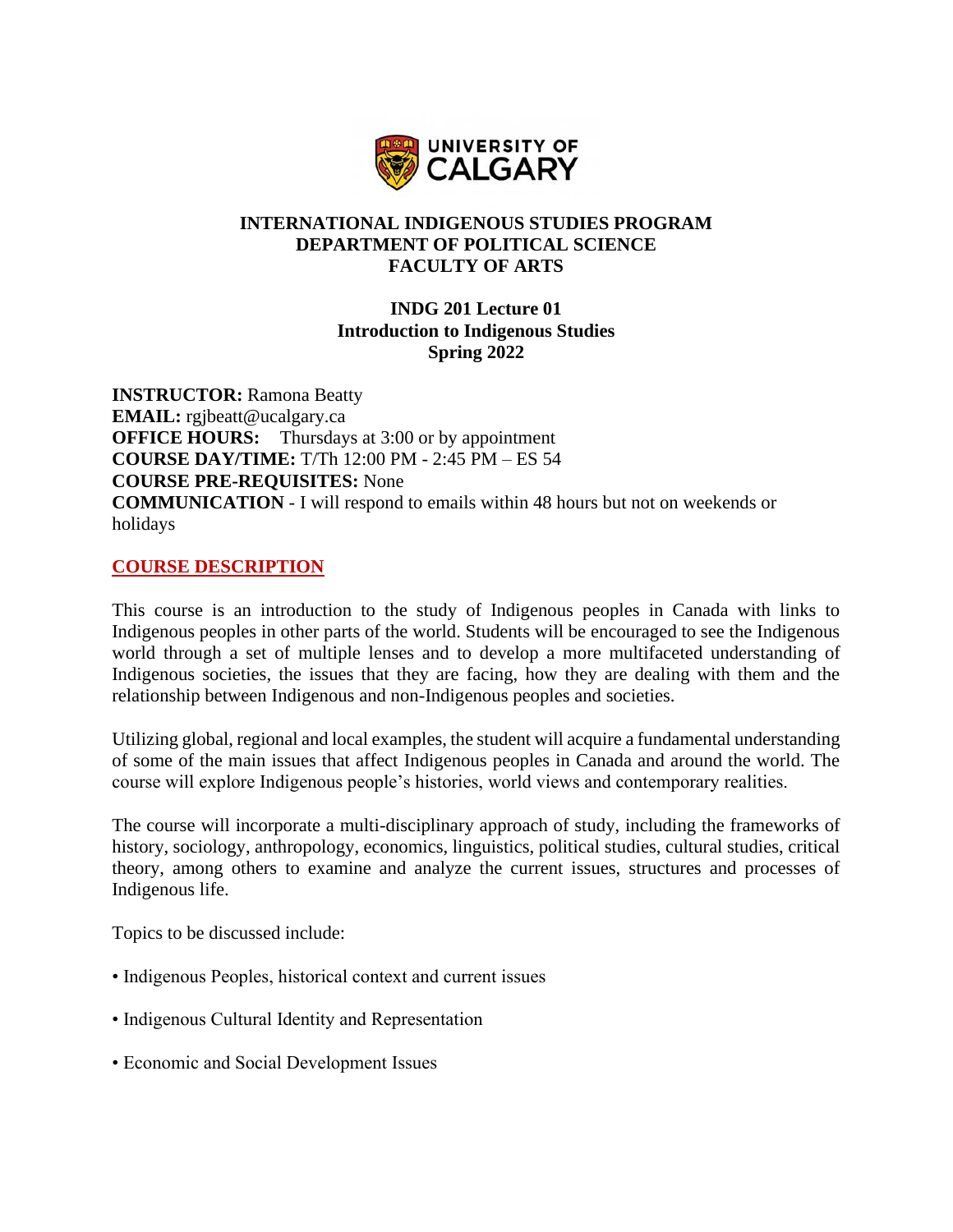**INTERNATIONAL INDIGENOUS STUDIES PROGRAM**
**DEPARTMENT OF POLITICAL SCIENCE**
**FACULTY OF ARTS**

# INDG 201 Lecture 01
## Introduction to Indigenous Studies
## Spring 2022

**INSTRUCTOR:** Ramona Beatty
**EMAIL:** rgjbeatt@ucalgary.ca
**OFFICE HOURS:** Thursdays at 3:00 or by appointment
**COURSE DAY/TIME:** T/Th 12:00 PM - 2:45 PM – ES 54
**COURSE PRE-REQUISITES:** None
**COMMUNICATION** - I will respond to emails within 48 hours but not on weekends or holidays

## COURSE DESCRIPTION

This course is an introduction to the study of Indigenous peoples in Canada with links to Indigenous peoples in other parts of the world. Students will be encouraged to see the Indigenous world through a set of multiple lenses and to develop a more multifaceted understanding of Indigenous societies, the issues that they are facing, how they are dealing with them and the relationship between Indigenous and non-Indigenous peoples and societies.

Utilizing global, regional and local examples, the student will acquire a fundamental understanding of some of the main issues that affect Indigenous peoples in Canada and around the world. The course will explore Indigenous people's histories, world views and contemporary realities.

The course will incorporate a multi-disciplinary approach of study, including the frameworks of history, sociology, anthropology, economics, linguistics, political studies, cultural studies, critical theory, among others to examine and analyze the current issues, structures and processes of Indigenous life.

Topics to be discussed include:

- Indigenous Peoples, historical context and current issues
- Indigenous Cultural Identity and Representation
- Economic and Social Development Issues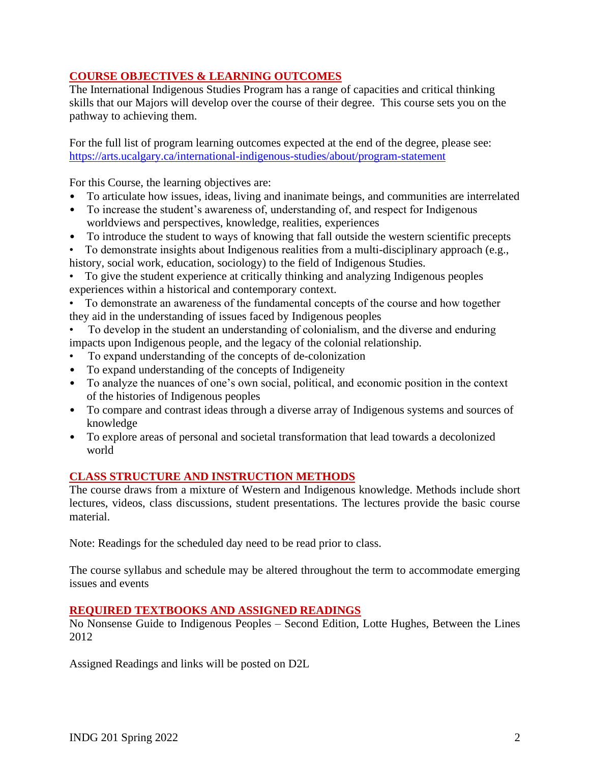## COURSE OBJECTIVES & LEARNING OUTCOMES

The International Indigenous Studies Program has a range of capacities and critical thinking skills that our Majors will develop over the course of their degree. This course sets you on the pathway to achieving them.

For the full list of program learning outcomes expected at the end of the degree, please see: https://arts.ucalgary.ca/international-indigenous-studies/about/program-statement

For this Course, the learning objectives are:

- To articulate how issues, ideas, living and inanimate beings, and communities are interrelated
- To increase the student's awareness of, understanding of, and respect for Indigenous worldviews and perspectives, knowledge, realities, experiences
- To introduce the student to ways of knowing that fall outside the western scientific precepts
- To demonstrate insights about Indigenous realities from a multi-disciplinary approach (e.g., history, social work, education, sociology) to the field of Indigenous Studies.
- To give the student experience at critically thinking and analyzing Indigenous peoples experiences within a historical and contemporary context.
- To demonstrate an awareness of the fundamental concepts of the course and how together they aid in the understanding of issues faced by Indigenous peoples
- To develop in the student an understanding of colonialism, and the diverse and enduring impacts upon Indigenous people, and the legacy of the colonial relationship.
- To expand understanding of the concepts of de-colonization
- To expand understanding of the concepts of Indigeneity
- To analyze the nuances of one's own social, political, and economic position in the context of the histories of Indigenous peoples
- To compare and contrast ideas through a diverse array of Indigenous systems and sources of knowledge
- To explore areas of personal and societal transformation that lead towards a decolonized world

## CLASS STRUCTURE AND INSTRUCTION METHODS

The course draws from a mixture of Western and Indigenous knowledge. Methods include short lectures, videos, class discussions, student presentations. The lectures provide the basic course material.

Note: Readings for the scheduled day need to be read prior to class.

The course syllabus and schedule may be altered throughout the term to accommodate emerging issues and events

## REQUIRED TEXTBOOKS AND ASSIGNED READINGS

No Nonsense Guide to Indigenous Peoples – Second Edition, Lotte Hughes, Between the Lines 2012

Assigned Readings and links will be posted on D2L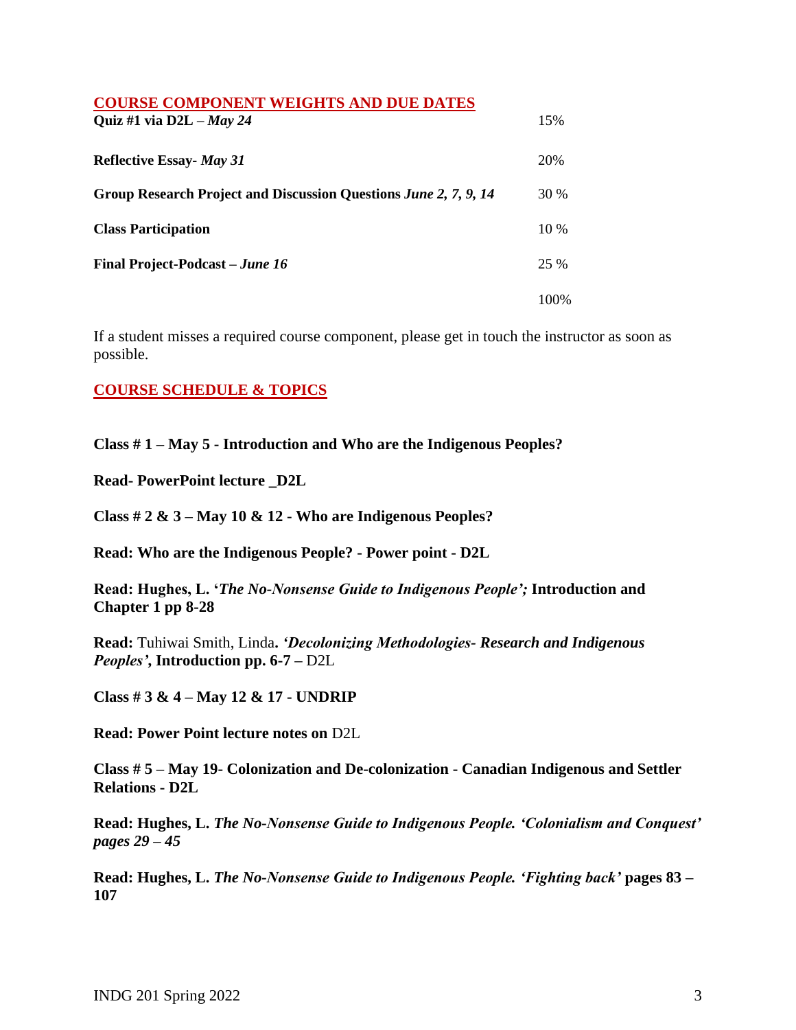## COURSE COMPONENT WEIGHTS AND DUE DATES

| | |
|---|---|
| **Quiz #1 via D2L** – ***May 24*** | 15% |
| **Reflective Essay-** ***May 31*** | 20% |
| **Group Research Project and Discussion Questions** ***June 2, 7, 9, 14*** | 30 % |
| **Class Participation** | 10 % |
| **Final Project-Podcast** – ***June 16*** | 25 % |
| | 100% |

If a student misses a required course component, please get in touch the instructor as soon as possible.

## COURSE SCHEDULE & TOPICS

**Class # 1 – May 5 - Introduction and Who are the Indigenous Peoples?**

**Read- PowerPoint lecture _D2L**

**Class # 2 & 3 – May 10 & 12 - Who are Indigenous Peoples?**

**Read: Who are the Indigenous People? - Power point - D2L**

**Read: Hughes, L. '*The No-Nonsense Guide to Indigenous People';* Introduction and Chapter 1 pp 8-28**

**Read:** Tuhiwai Smith, Linda**. *'Decolonizing Methodologies- Research and Indigenous Peoples',* Introduction pp. 6-7 –** D2L

**Class # 3 & 4 – May 12 & 17 - UNDRIP**

**Read: Power Point lecture notes on** D2L

**Class # 5 – May 19- Colonization and De-colonization - Canadian Indigenous and Settler Relations - D2L**

**Read: Hughes, L.** ***The No-Nonsense Guide to Indigenous People. 'Colonialism and Conquest' pages 29 – 45***

**Read: Hughes, L.** ***The No-Nonsense Guide to Indigenous People. 'Fighting back'*** **pages 83 – 107**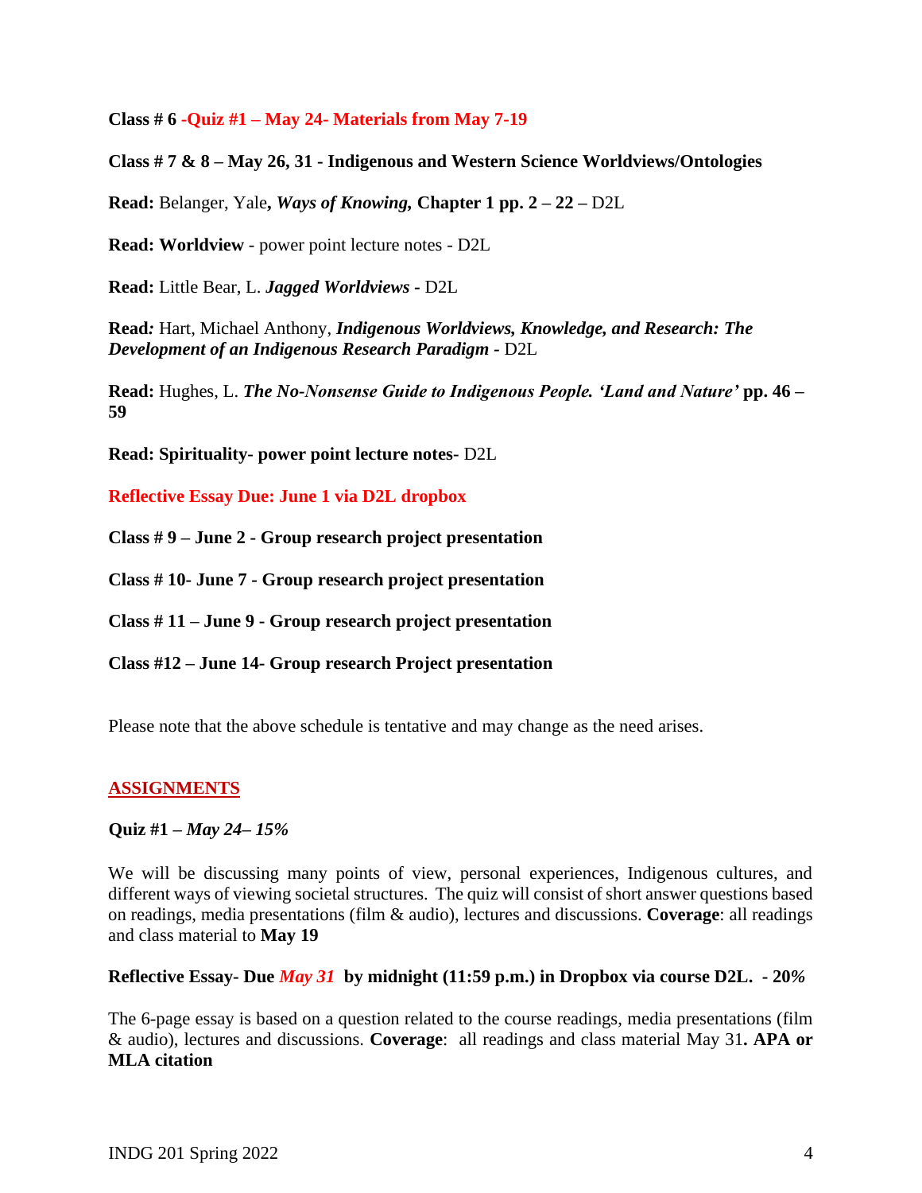**Class # 6 -Quiz #1 – May 24- Materials from May 7-19**

**Class # 7 & 8 – May 26, 31 - Indigenous and Western Science Worldviews/Ontologies**

**Read:** Belanger, Yale**, *Ways of Knowing,* Chapter 1 pp. 2 – 22 –** D2L

**Read: Worldview** - power point lecture notes - D2L

**Read:** Little Bear, L. ***Jagged Worldviews* -** D2L

**Read*:*** Hart, Michael Anthony, ***Indigenous Worldviews, Knowledge, and Research: The Development of an Indigenous Research Paradigm* -** D2L

**Read:** Hughes, L. ***The No-Nonsense Guide to Indigenous People. 'Land and Nature'* pp. 46 – 59**

**Read: Spirituality- power point lecture notes-** D2L

**Reflective Essay Due: June 1 via D2L dropbox**

**Class # 9 – June 2 - Group research project presentation**

**Class # 10- June 7 - Group research project presentation**

**Class # 11 – June 9 - Group research project presentation**

**Class #12 – June 14- Group research Project presentation**

Please note that the above schedule is tentative and may change as the need arises.

## ASSIGNMENTS

**Quiz #1 –** ***May 24– 15%***

We will be discussing many points of view, personal experiences, Indigenous cultures, and different ways of viewing societal structures. The quiz will consist of short answer questions based on readings, media presentations (film & audio), lectures and discussions. **Coverage**: all readings and class material to **May 19**

**Reflective Essay- Due *May 31* by midnight (11:59 p.m.) in Dropbox via course D2L. - 20*%***

The 6-page essay is based on a question related to the course readings, media presentations (film & audio), lectures and discussions. **Coverage**: all readings and class material May 31**. APA or MLA citation**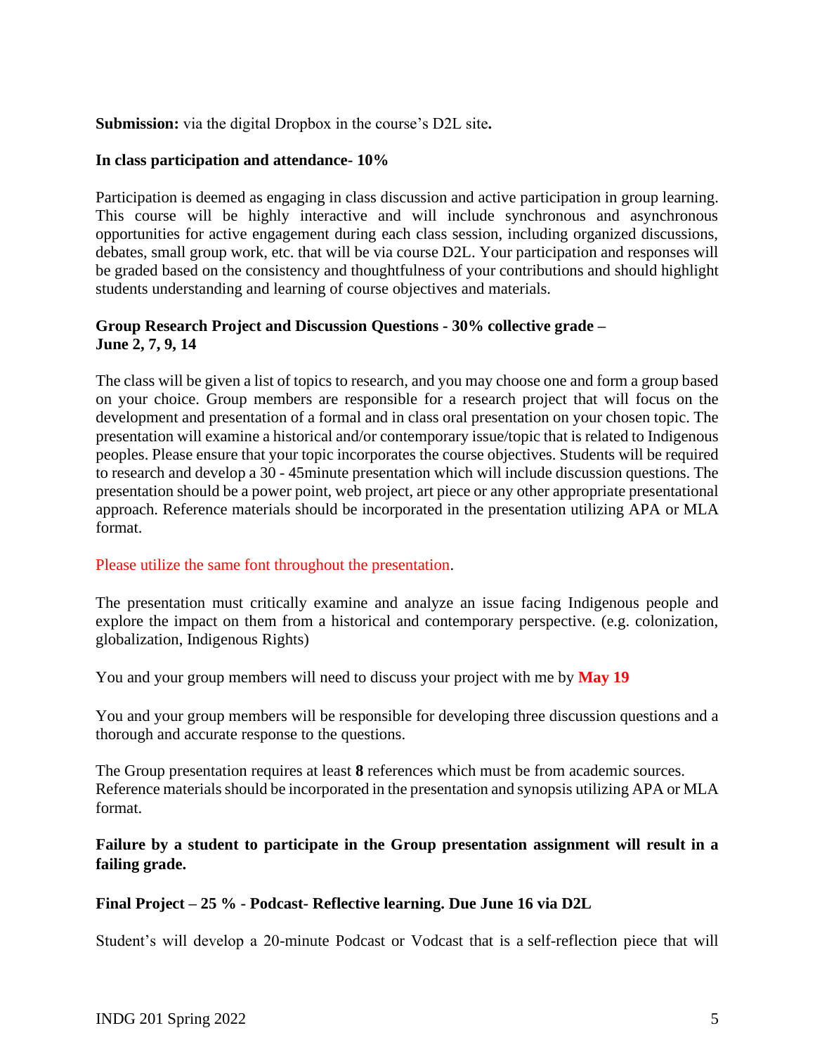**Submission:** via the digital Dropbox in the course's D2L site**.**

**In class participation and attendance- 10%**

Participation is deemed as engaging in class discussion and active participation in group learning. This course will be highly interactive and will include synchronous and asynchronous opportunities for active engagement during each class session, including organized discussions, debates, small group work, etc. that will be via course D2L. Your participation and responses will be graded based on the consistency and thoughtfulness of your contributions and should highlight students understanding and learning of course objectives and materials.

**Group Research Project and Discussion Questions - 30% collective grade – June 2, 7, 9, 14**

The class will be given a list of topics to research, and you may choose one and form a group based on your choice. Group members are responsible for a research project that will focus on the development and presentation of a formal and in class oral presentation on your chosen topic. The presentation will examine a historical and/or contemporary issue/topic that is related to Indigenous peoples. Please ensure that your topic incorporates the course objectives. Students will be required to research and develop a 30 - 45minute presentation which will include discussion questions. The presentation should be a power point, web project, art piece or any other appropriate presentational approach. Reference materials should be incorporated in the presentation utilizing APA or MLA format.

Please utilize the same font throughout the presentation.

The presentation must critically examine and analyze an issue facing Indigenous people and explore the impact on them from a historical and contemporary perspective. (e.g. colonization, globalization, Indigenous Rights)

You and your group members will need to discuss your project with me by **May 19**

You and your group members will be responsible for developing three discussion questions and a thorough and accurate response to the questions.

The Group presentation requires at least **8** references which must be from academic sources. Reference materials should be incorporated in the presentation and synopsis utilizing APA or MLA format.

**Failure by a student to participate in the Group presentation assignment will result in a failing grade.**

**Final Project – 25 % - Podcast- Reflective learning. Due June 16 via D2L**

Student's will develop a 20-minute Podcast or Vodcast that is a self-reflection piece that will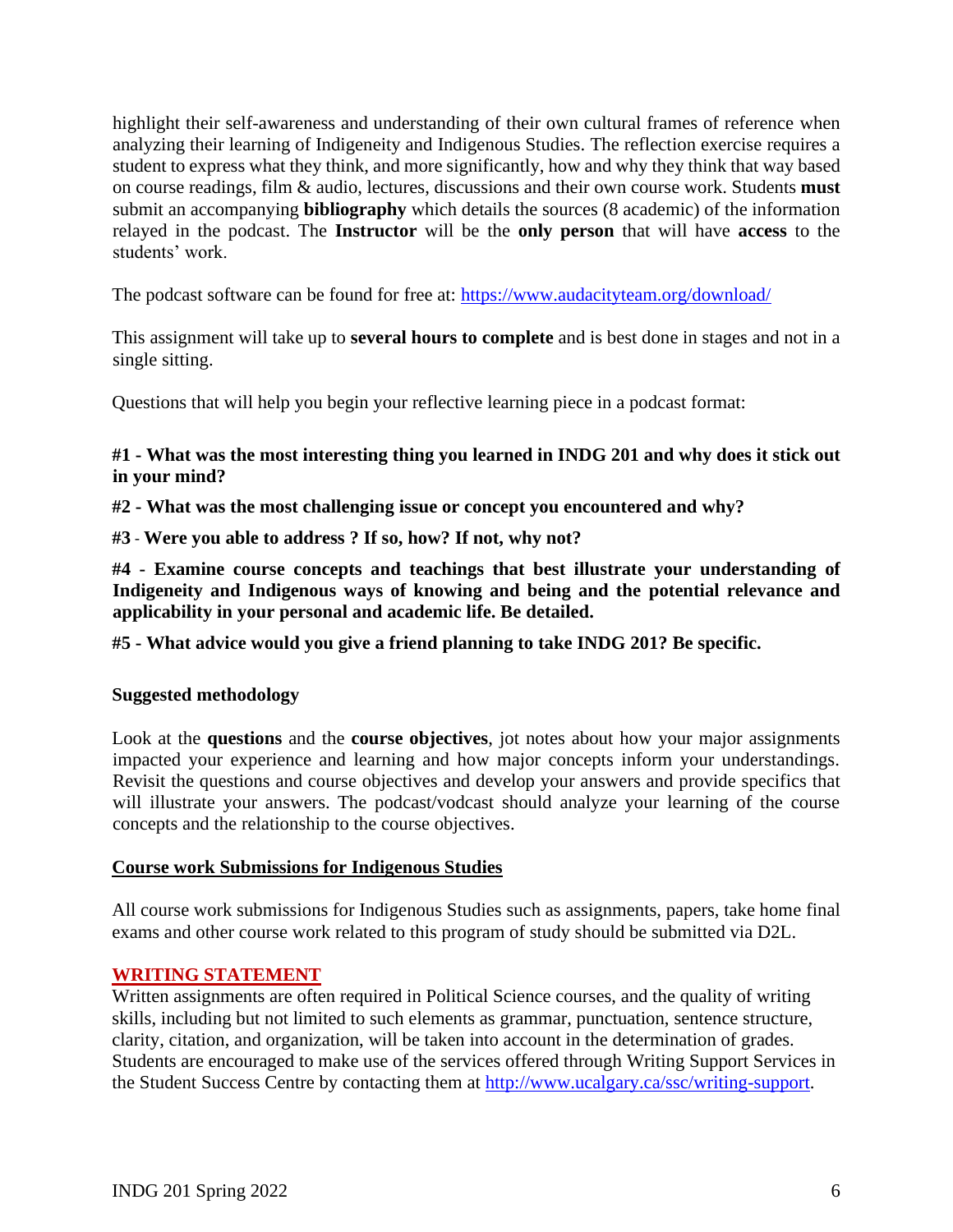highlight their self-awareness and understanding of their own cultural frames of reference when analyzing their learning of Indigeneity and Indigenous Studies. The reflection exercise requires a student to express what they think, and more significantly, how and why they think that way based on course readings, film & audio, lectures, discussions and their own course work. Students **must** submit an accompanying **bibliography** which details the sources (8 academic) of the information relayed in the podcast. The **Instructor** will be the **only person** that will have **access** to the students' work.

The podcast software can be found for free at: https://www.audacityteam.org/download/

This assignment will take up to **several hours to complete** and is best done in stages and not in a single sitting.

Questions that will help you begin your reflective learning piece in a podcast format:

**#1 - What was the most interesting thing you learned in INDG 201 and why does it stick out in your mind?**

**#2 - What was the most challenging issue or concept you encountered and why?**

**#3 - Were you able to address ? If so, how? If not, why not?**

**#4 - Examine course concepts and teachings that best illustrate your understanding of Indigeneity and Indigenous ways of knowing and being and the potential relevance and applicability in your personal and academic life. Be detailed.**

**#5 - What advice would you give a friend planning to take INDG 201? Be specific.**

**Suggested methodology**

Look at the **questions** and the **course objectives**, jot notes about how your major assignments impacted your experience and learning and how major concepts inform your understandings. Revisit the questions and course objectives and develop your answers and provide specifics that will illustrate your answers. The podcast/vodcast should analyze your learning of the course concepts and the relationship to the course objectives.

**Course work Submissions for Indigenous Studies**

All course work submissions for Indigenous Studies such as assignments, papers, take home final exams and other course work related to this program of study should be submitted via D2L.

**WRITING STATEMENT**

Written assignments are often required in Political Science courses, and the quality of writing skills, including but not limited to such elements as grammar, punctuation, sentence structure, clarity, citation, and organization, will be taken into account in the determination of grades. Students are encouraged to make use of the services offered through Writing Support Services in the Student Success Centre by contacting them at http://www.ucalgary.ca/ssc/writing-support.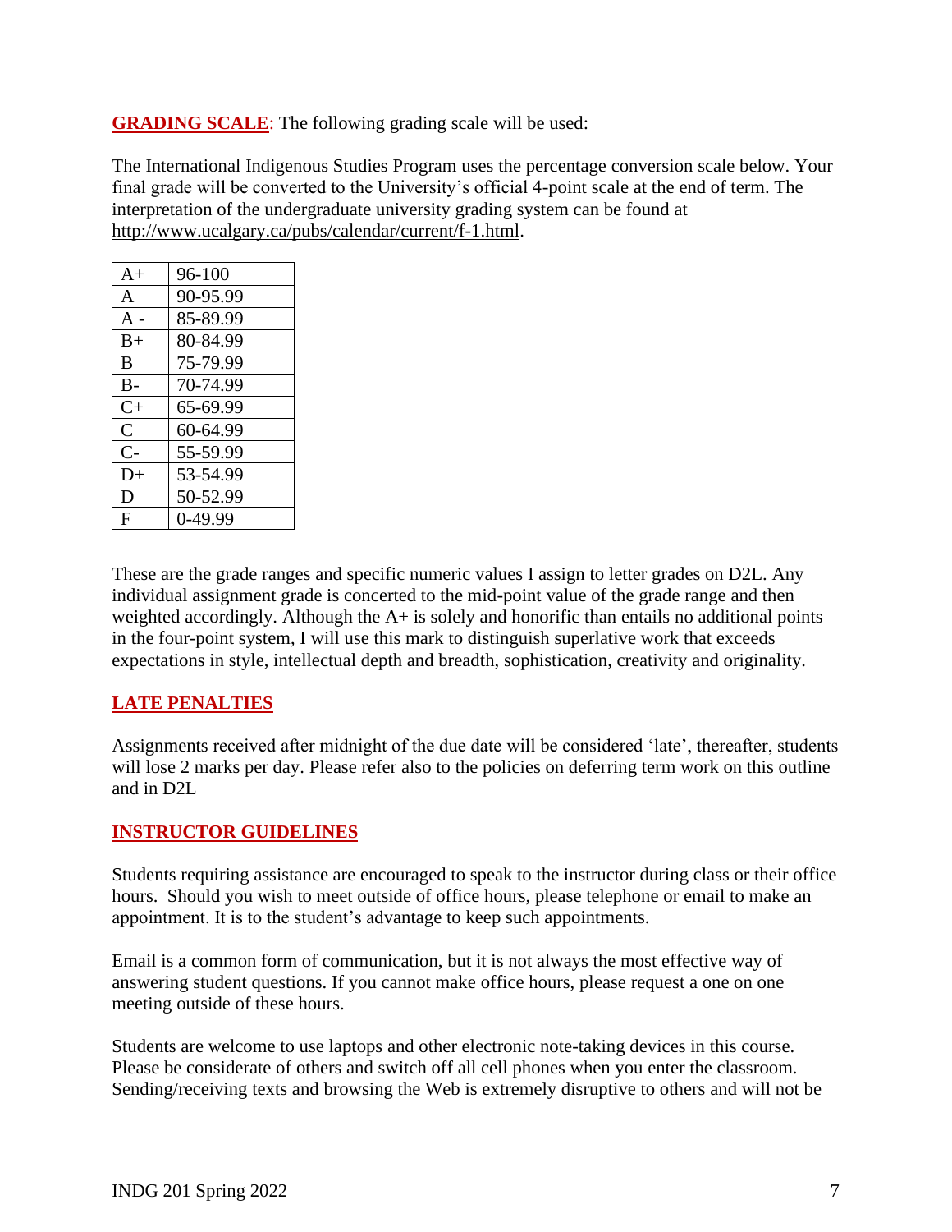**GRADING SCALE**: The following grading scale will be used:

The International Indigenous Studies Program uses the percentage conversion scale below. Your final grade will be converted to the University's official 4-point scale at the end of term. The interpretation of the undergraduate university grading system can be found at http://www.ucalgary.ca/pubs/calendar/current/f-1.html.

| | |
|---|---|
| A+ | 96-100 |
| A | 90-95.99 |
| A - | 85-89.99 |
| B+ | 80-84.99 |
| B | 75-79.99 |
| B- | 70-74.99 |
| C+ | 65-69.99 |
| C | 60-64.99 |
| C- | 55-59.99 |
| D+ | 53-54.99 |
| D | 50-52.99 |
| F | 0-49.99 |

These are the grade ranges and specific numeric values I assign to letter grades on D2L. Any individual assignment grade is concerted to the mid-point value of the grade range and then weighted accordingly. Although the A+ is solely and honorific than entails no additional points in the four-point system, I will use this mark to distinguish superlative work that exceeds expectations in style, intellectual depth and breadth, sophistication, creativity and originality.

**LATE PENALTIES**

Assignments received after midnight of the due date will be considered 'late', thereafter, students will lose 2 marks per day. Please refer also to the policies on deferring term work on this outline and in D2L

**INSTRUCTOR GUIDELINES**

Students requiring assistance are encouraged to speak to the instructor during class or their office hours. Should you wish to meet outside of office hours, please telephone or email to make an appointment. It is to the student's advantage to keep such appointments.

Email is a common form of communication, but it is not always the most effective way of answering student questions. If you cannot make office hours, please request a one on one meeting outside of these hours.

Students are welcome to use laptops and other electronic note-taking devices in this course. Please be considerate of others and switch off all cell phones when you enter the classroom. Sending/receiving texts and browsing the Web is extremely disruptive to others and will not be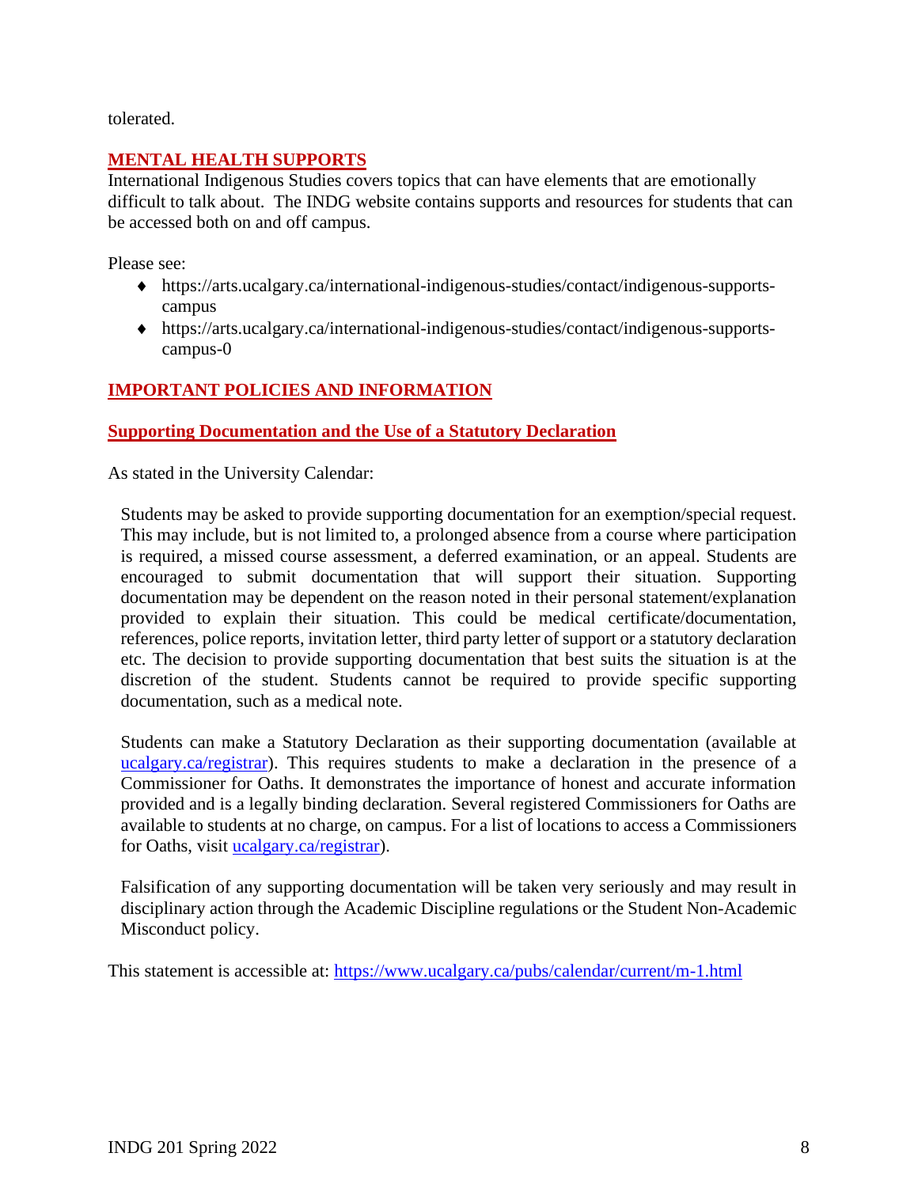tolerated.

## MENTAL HEALTH SUPPORTS

International Indigenous Studies covers topics that can have elements that are emotionally difficult to talk about. The INDG website contains supports and resources for students that can be accessed both on and off campus.

Please see:

- https://arts.ucalgary.ca/international-indigenous-studies/contact/indigenous-supports-campus
- https://arts.ucalgary.ca/international-indigenous-studies/contact/indigenous-supports-campus-0

## IMPORTANT POLICIES AND INFORMATION

### Supporting Documentation and the Use of a Statutory Declaration

As stated in the University Calendar:

> Students may be asked to provide supporting documentation for an exemption/special request. This may include, but is not limited to, a prolonged absence from a course where participation is required, a missed course assessment, a deferred examination, or an appeal. Students are encouraged to submit documentation that will support their situation. Supporting documentation may be dependent on the reason noted in their personal statement/explanation provided to explain their situation. This could be medical certificate/documentation, references, police reports, invitation letter, third party letter of support or a statutory declaration etc. The decision to provide supporting documentation that best suits the situation is at the discretion of the student. Students cannot be required to provide specific supporting documentation, such as a medical note.
>
> Students can make a Statutory Declaration as their supporting documentation (available at [ucalgary.ca/registrar](ucalgary.ca/registrar)). This requires students to make a declaration in the presence of a Commissioner for Oaths. It demonstrates the importance of honest and accurate information provided and is a legally binding declaration. Several registered Commissioners for Oaths are available to students at no charge, on campus. For a list of locations to access a Commissioners for Oaths, visit [ucalgary.ca/registrar](ucalgary.ca/registrar)).
>
> Falsification of any supporting documentation will be taken very seriously and may result in disciplinary action through the Academic Discipline regulations or the Student Non-Academic Misconduct policy.

This statement is accessible at: https://www.ucalgary.ca/pubs/calendar/current/m-1.html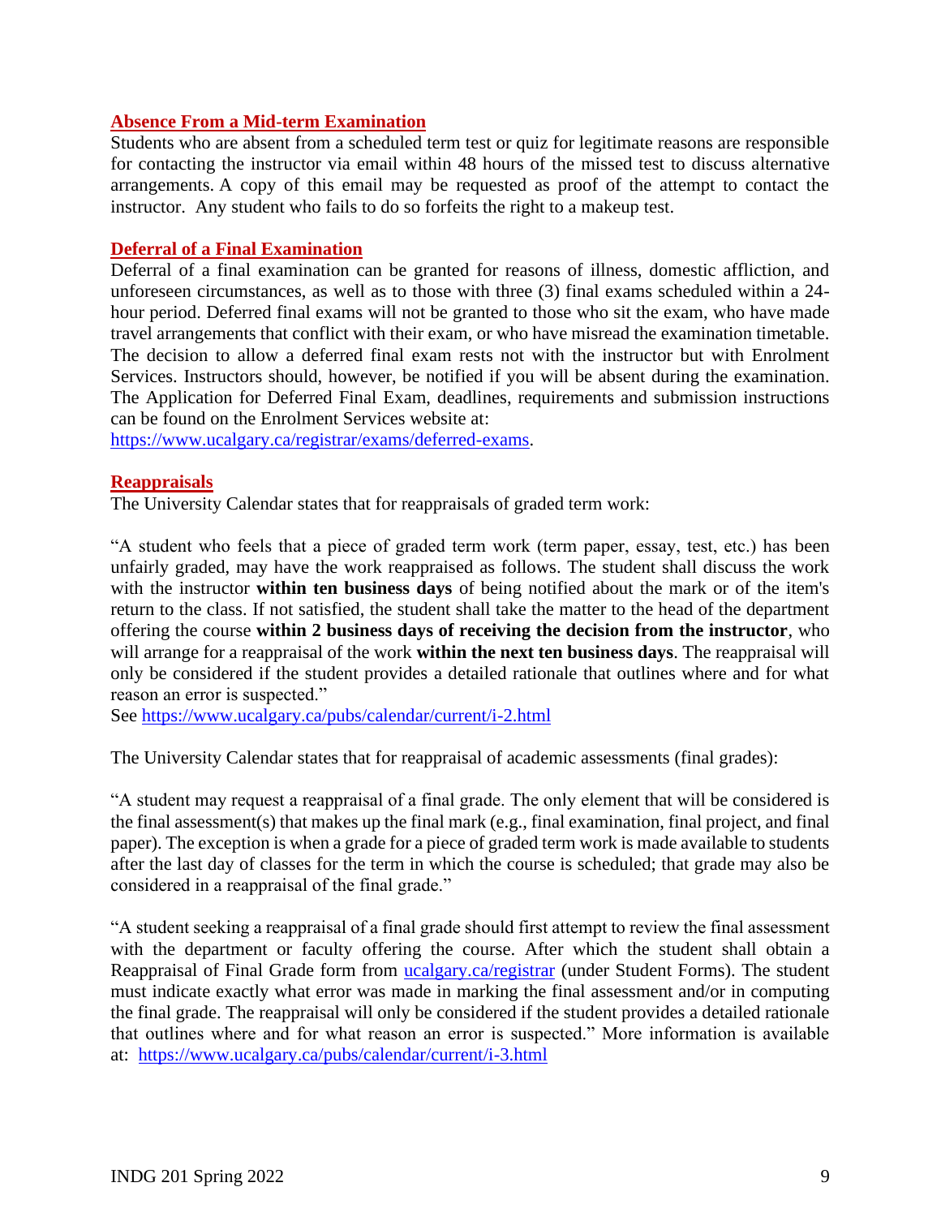## Absence From a Mid-term Examination

Students who are absent from a scheduled term test or quiz for legitimate reasons are responsible for contacting the instructor via email within 48 hours of the missed test to discuss alternative arrangements. A copy of this email may be requested as proof of the attempt to contact the instructor. Any student who fails to do so forfeits the right to a makeup test.

## Deferral of a Final Examination

Deferral of a final examination can be granted for reasons of illness, domestic affliction, and unforeseen circumstances, as well as to those with three (3) final exams scheduled within a 24-hour period. Deferred final exams will not be granted to those who sit the exam, who have made travel arrangements that conflict with their exam, or who have misread the examination timetable. The decision to allow a deferred final exam rests not with the instructor but with Enrolment Services. Instructors should, however, be notified if you will be absent during the examination. The Application for Deferred Final Exam, deadlines, requirements and submission instructions can be found on the Enrolment Services website at:
https://www.ucalgary.ca/registrar/exams/deferred-exams.

## Reappraisals

The University Calendar states that for reappraisals of graded term work:

"A student who feels that a piece of graded term work (term paper, essay, test, etc.) has been unfairly graded, may have the work reappraised as follows. The student shall discuss the work with the instructor **within ten business days** of being notified about the mark or of the item's return to the class. If not satisfied, the student shall take the matter to the head of the department offering the course **within 2 business days of receiving the decision from the instructor**, who will arrange for a reappraisal of the work **within the next ten business days**. The reappraisal will only be considered if the student provides a detailed rationale that outlines where and for what reason an error is suspected."
See https://www.ucalgary.ca/pubs/calendar/current/i-2.html

The University Calendar states that for reappraisal of academic assessments (final grades):

"A student may request a reappraisal of a final grade. The only element that will be considered is the final assessment(s) that makes up the final mark (e.g., final examination, final project, and final paper). The exception is when a grade for a piece of graded term work is made available to students after the last day of classes for the term in which the course is scheduled; that grade may also be considered in a reappraisal of the final grade."

"A student seeking a reappraisal of a final grade should first attempt to review the final assessment with the department or faculty offering the course. After which the student shall obtain a Reappraisal of Final Grade form from ucalgary.ca/registrar (under Student Forms). The student must indicate exactly what error was made in marking the final assessment and/or in computing the final grade. The reappraisal will only be considered if the student provides a detailed rationale that outlines where and for what reason an error is suspected." More information is available at: https://www.ucalgary.ca/pubs/calendar/current/i-3.html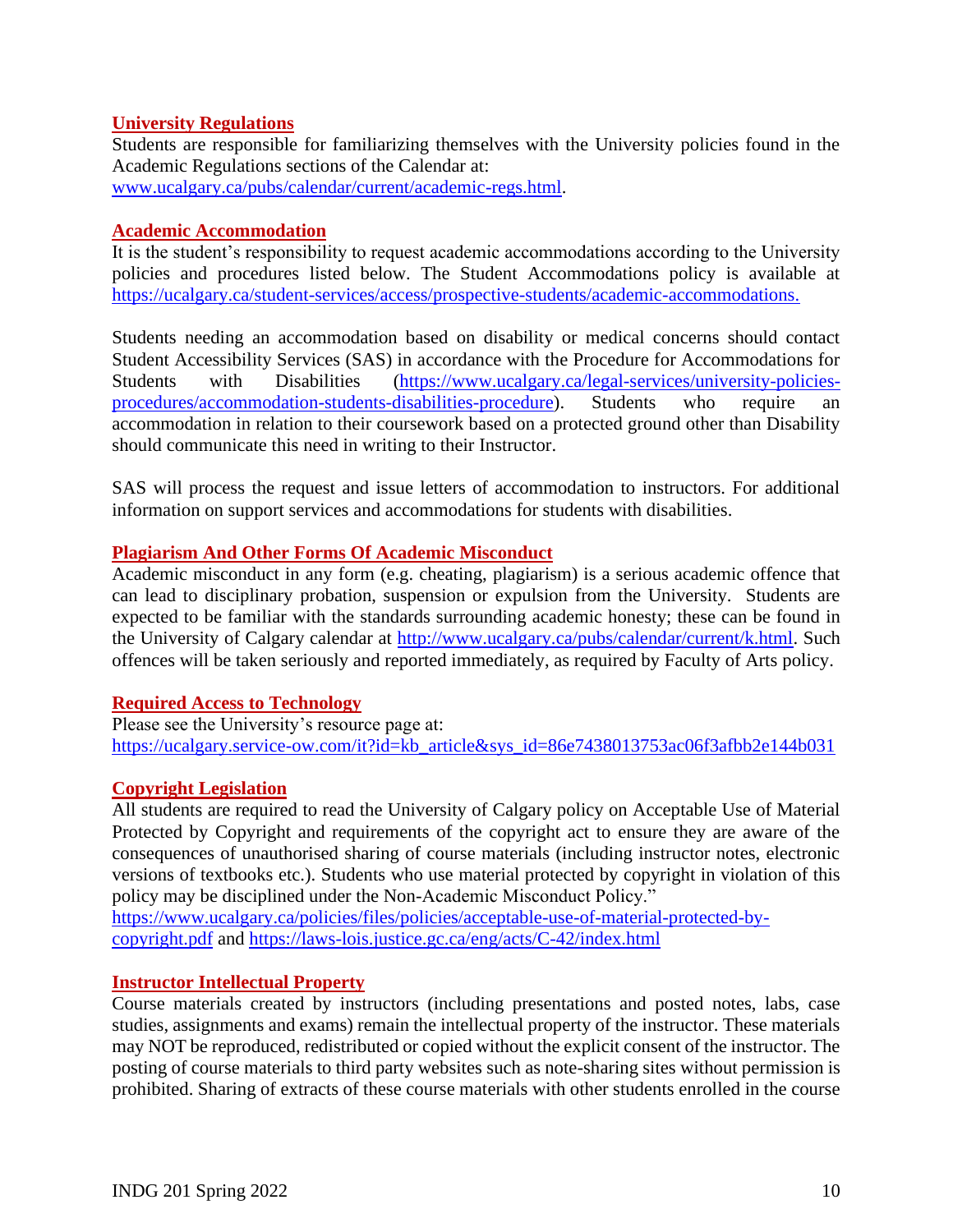## University Regulations

Students are responsible for familiarizing themselves with the University policies found in the Academic Regulations sections of the Calendar at:
www.ucalgary.ca/pubs/calendar/current/academic-regs.html.

## Academic Accommodation

It is the student's responsibility to request academic accommodations according to the University policies and procedures listed below. The Student Accommodations policy is available at https://ucalgary.ca/student-services/access/prospective-students/academic-accommodations.

Students needing an accommodation based on disability or medical concerns should contact Student Accessibility Services (SAS) in accordance with the Procedure for Accommodations for Students with Disabilities (https://www.ucalgary.ca/legal-services/university-policies-procedures/accommodation-students-disabilities-procedure). Students who require an accommodation in relation to their coursework based on a protected ground other than Disability should communicate this need in writing to their Instructor.

SAS will process the request and issue letters of accommodation to instructors. For additional information on support services and accommodations for students with disabilities.

## Plagiarism And Other Forms Of Academic Misconduct

Academic misconduct in any form (e.g. cheating, plagiarism) is a serious academic offence that can lead to disciplinary probation, suspension or expulsion from the University. Students are expected to be familiar with the standards surrounding academic honesty; these can be found in the University of Calgary calendar at http://www.ucalgary.ca/pubs/calendar/current/k.html. Such offences will be taken seriously and reported immediately, as required by Faculty of Arts policy.

## Required Access to Technology

Please see the University's resource page at:
https://ucalgary.service-ow.com/it?id=kb_article&sys_id=86e7438013753ac06f3afbb2e144b031

## Copyright Legislation

All students are required to read the University of Calgary policy on Acceptable Use of Material Protected by Copyright and requirements of the copyright act to ensure they are aware of the consequences of unauthorised sharing of course materials (including instructor notes, electronic versions of textbooks etc.). Students who use material protected by copyright in violation of this policy may be disciplined under the Non-Academic Misconduct Policy."
https://www.ucalgary.ca/policies/files/policies/acceptable-use-of-material-protected-by-copyright.pdf and https://laws-lois.justice.gc.ca/eng/acts/C-42/index.html

## Instructor Intellectual Property

Course materials created by instructors (including presentations and posted notes, labs, case studies, assignments and exams) remain the intellectual property of the instructor. These materials may NOT be reproduced, redistributed or copied without the explicit consent of the instructor. The posting of course materials to third party websites such as note-sharing sites without permission is prohibited. Sharing of extracts of these course materials with other students enrolled in the course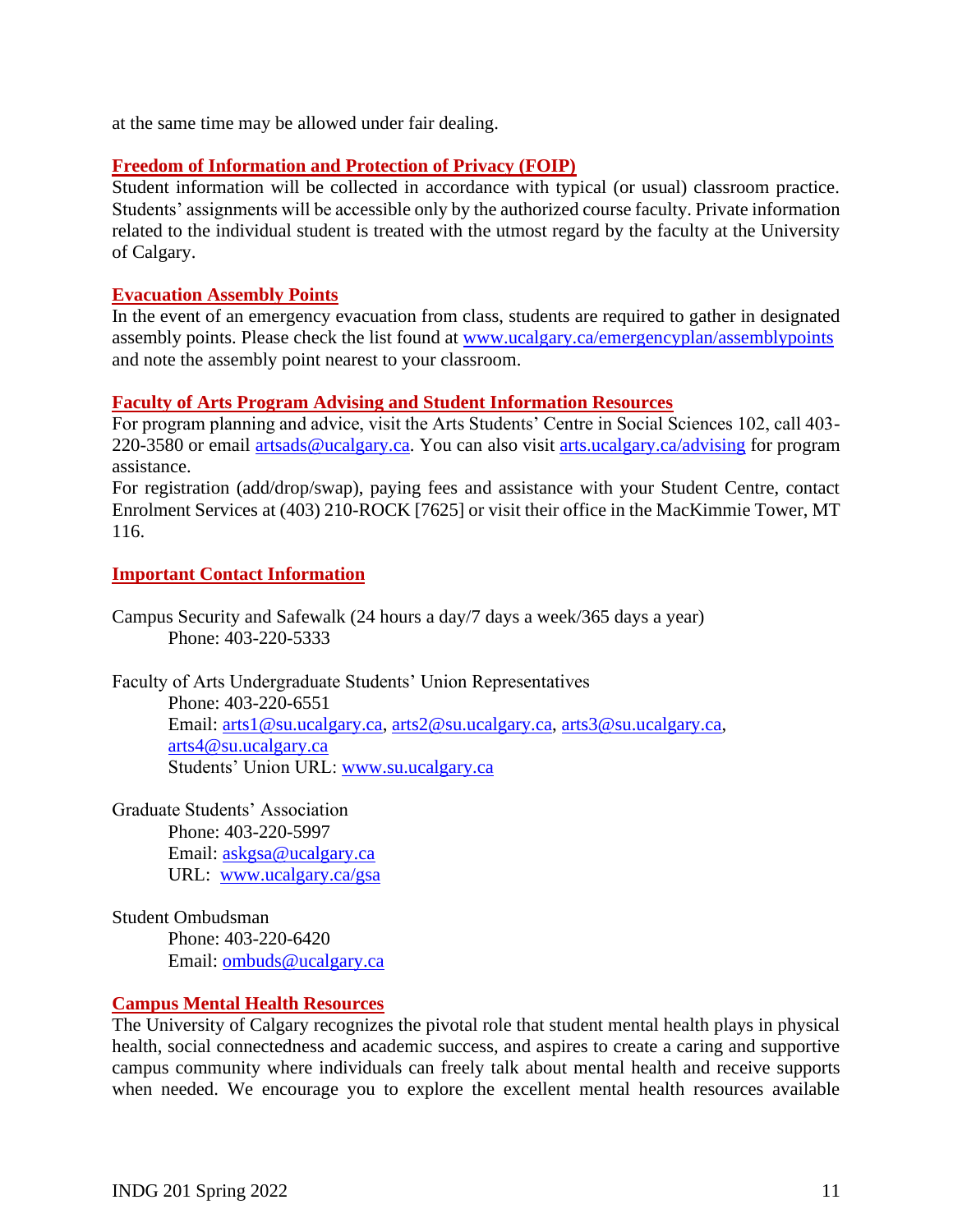at the same time may be allowed under fair dealing.

## Freedom of Information and Protection of Privacy (FOIP)

Student information will be collected in accordance with typical (or usual) classroom practice. Students' assignments will be accessible only by the authorized course faculty. Private information related to the individual student is treated with the utmost regard by the faculty at the University of Calgary.

## Evacuation Assembly Points

In the event of an emergency evacuation from class, students are required to gather in designated assembly points. Please check the list found at www.ucalgary.ca/emergencyplan/assemblypoints and note the assembly point nearest to your classroom.

## Faculty of Arts Program Advising and Student Information Resources

For program planning and advice, visit the Arts Students' Centre in Social Sciences 102, call 403-220-3580 or email artsads@ucalgary.ca. You can also visit arts.ucalgary.ca/advising for program assistance.

For registration (add/drop/swap), paying fees and assistance with your Student Centre, contact Enrolment Services at (403) 210-ROCK [7625] or visit their office in the MacKimmie Tower, MT 116.

## Important Contact Information

Campus Security and Safewalk (24 hours a day/7 days a week/365 days a year)
Phone: 403-220-5333

Faculty of Arts Undergraduate Students' Union Representatives
Phone: 403-220-6551
Email: arts1@su.ucalgary.ca, arts2@su.ucalgary.ca, arts3@su.ucalgary.ca, arts4@su.ucalgary.ca
Students' Union URL: www.su.ucalgary.ca

Graduate Students' Association
Phone: 403-220-5997
Email: askgsa@ucalgary.ca
URL: www.ucalgary.ca/gsa

Student Ombudsman
Phone: 403-220-6420
Email: ombuds@ucalgary.ca

## Campus Mental Health Resources

The University of Calgary recognizes the pivotal role that student mental health plays in physical health, social connectedness and academic success, and aspires to create a caring and supportive campus community where individuals can freely talk about mental health and receive supports when needed. We encourage you to explore the excellent mental health resources available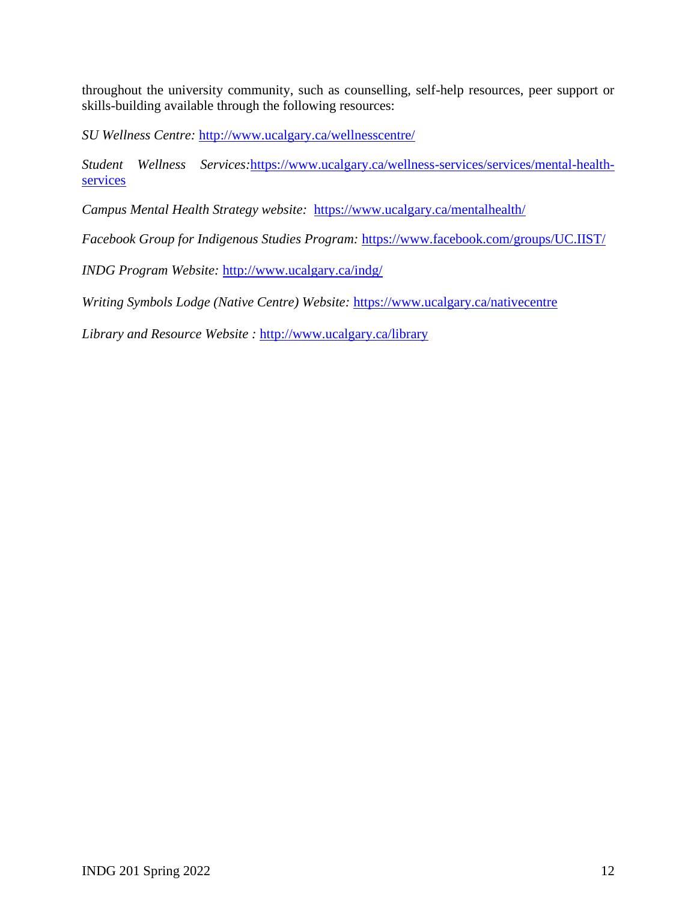throughout the university community, such as counselling, self-help resources, peer support or skills-building available through the following resources:

*SU Wellness Centre:* http://www.ucalgary.ca/wellnesscentre/

*Student Wellness Services:* https://www.ucalgary.ca/wellness-services/services/mental-health-services

*Campus Mental Health Strategy website:* https://www.ucalgary.ca/mentalhealth/

*Facebook Group for Indigenous Studies Program:* https://www.facebook.com/groups/UC.IIST/

*INDG Program Website:* http://www.ucalgary.ca/indg/

*Writing Symbols Lodge (Native Centre) Website:* https://www.ucalgary.ca/nativecentre

*Library and Resource Website :* http://www.ucalgary.ca/library